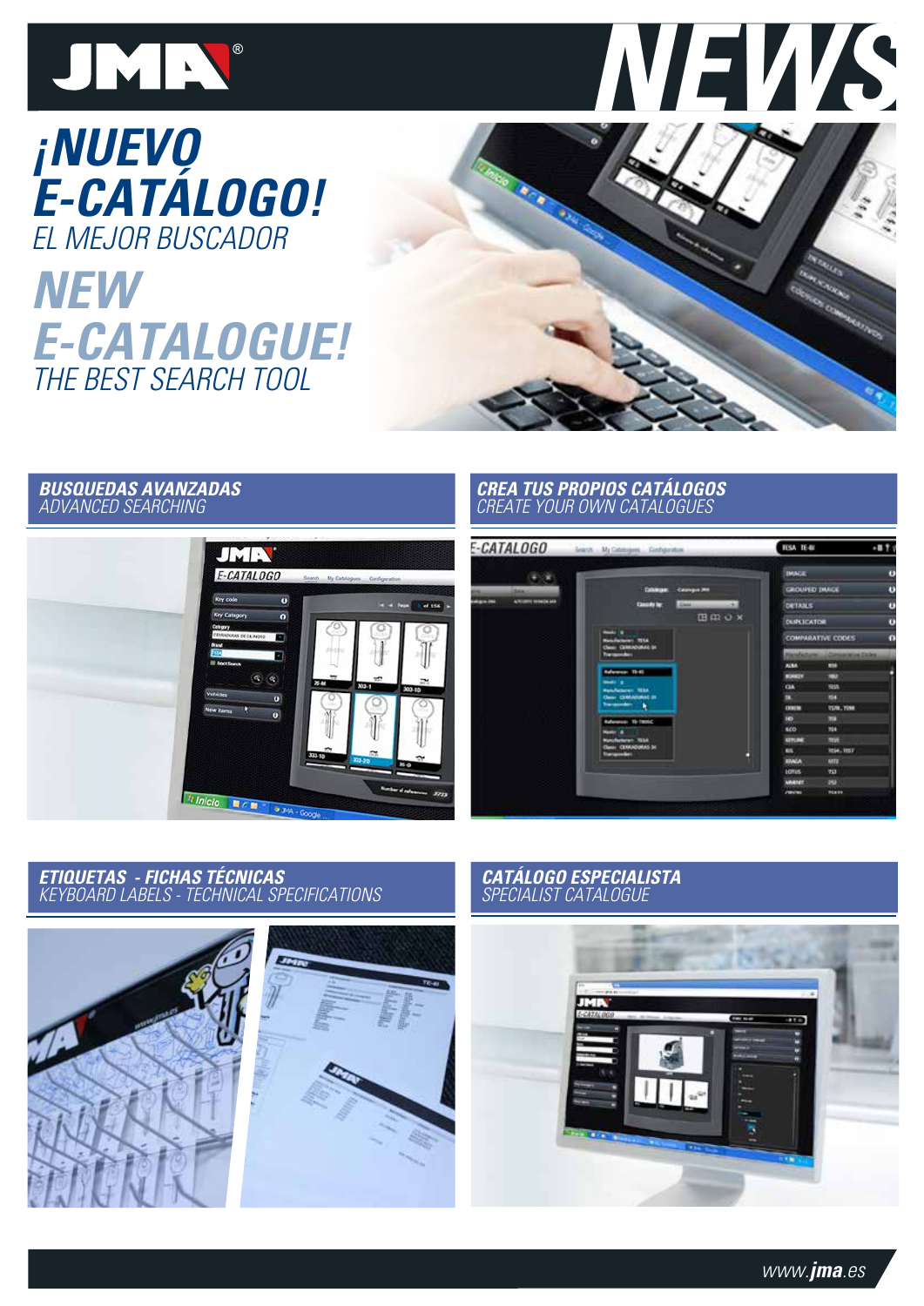# JMA NEWS

# ¡NUEVO E-CATÁLOGO!

EL MEJOR BUSCADOR

# NEW E-CATALOGUE!

THE BEST SEARCH TOOL

## BUSQUEDAS AVANZADAS

ADVANCED SEARCHING

## CREA TUS PROPIOS CATÁLOGOS

CREATE YOUR OWN CATALOGUES

## ETIQUETAS - FICHAS TÉCNICAS

KEYBOARD LABELS - TECHNICAL SPECIFICATIONS

## CATÁLOGO ESPECIALISTA

SPECIALIST CATALOGUE

www.jma.es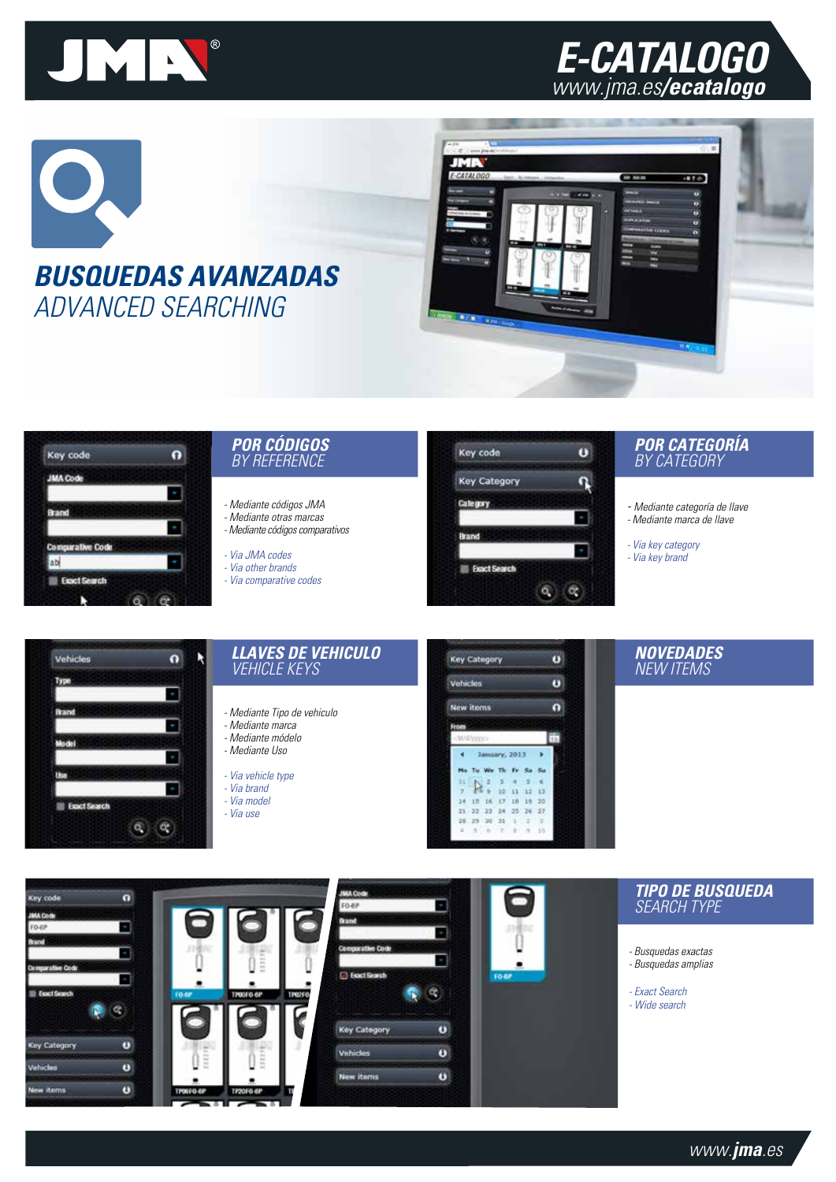# E-CATALOGO

www.jma.es/**ecatalogo**

## BUSQUEDAS AVANZADAS
*ADVANCED SEARCHING*

### POR CÓDIGOS
*BY REFERENCE*

- Mediante códigos JMA
- Mediante otras marcas
- Mediante códigos comparativos

- *Via JMA codes*
- *Via other brands*
- *Via comparative codes*

### POR CATEGORÍA
*BY CATEGORY*

- Mediante categoría de llave
- Mediante marca de llave

- *Via key category*
- *Via key brand*

### LLAVES DE VEHICULO
*VEHICLE KEYS*

- Mediante Tipo de vehiculo
- Mediante marca
- Mediante modelo
- Mediante Uso

- *Via vehicle type*
- *Via brand*
- *Via model*
- *Via use*

### NOVEDADES
*NEW ITEMS*

### TIPO DE BUSQUEDA
*SEARCH TYPE*

- Busquedas exactas
- Busquedas amplias

- *Exact Search*
- *Wide search*

www.jma.es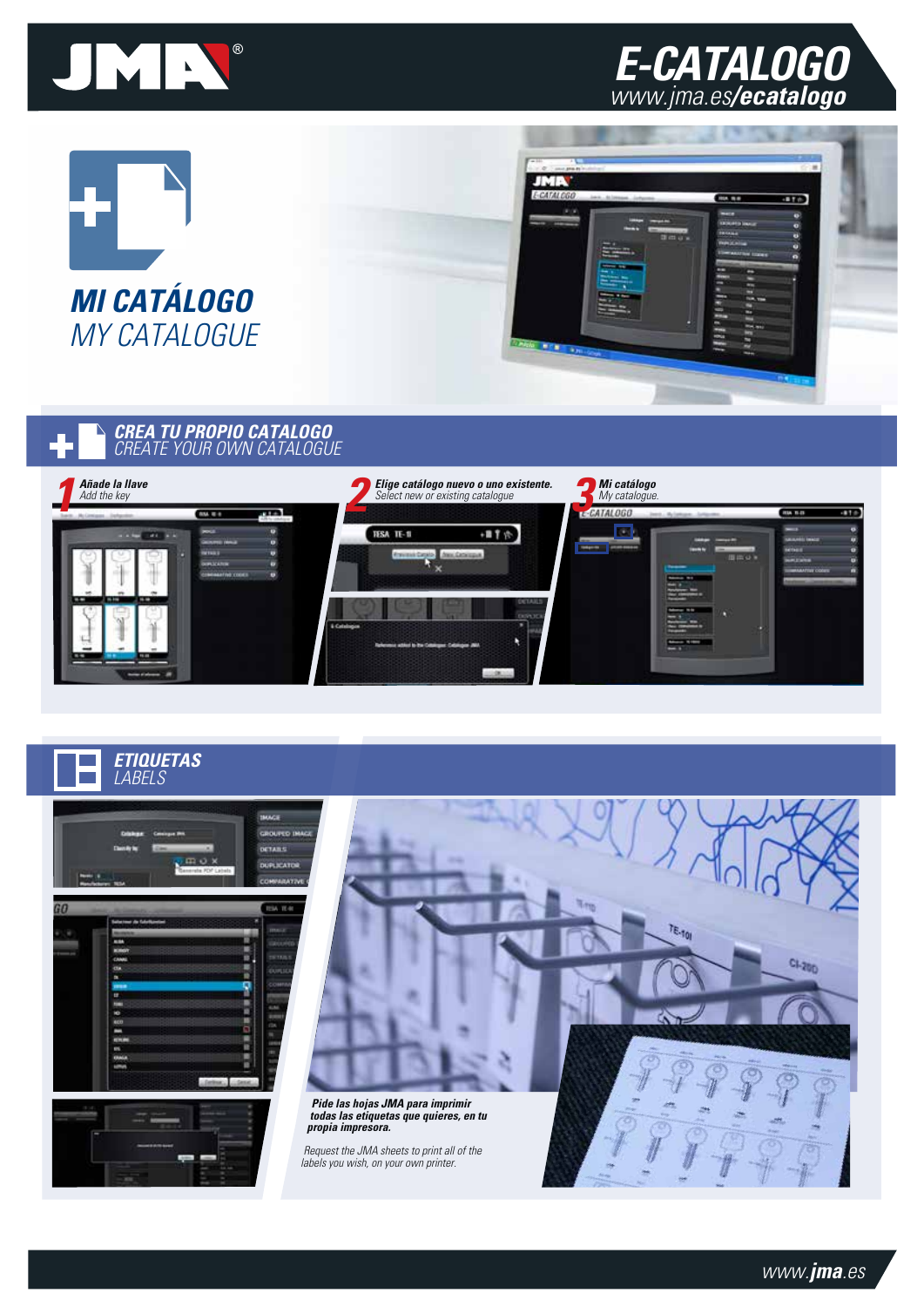# E-CATALOGO

www.jma.es/**ecatalogo**

## MI CATÁLOGO
MY CATALOGUE

## CREA TU PROPIO CATALOGO
CREATE YOUR OWN CATALOGUE

**1** **Añade la llave**
*Add the key*

**2** **Elige catálogo nuevo o uno existente.**
*Select new or existing catalogue*

**3** **Mi catálogo**
*My catalogue.*

## ETIQUETAS
LABELS

***Pide las hojas JMA para imprimir todas las etiquetas que quieres, en tu propia impresora.***

*Request the JMA sheets to print all of the labels you wish, on your own printer.*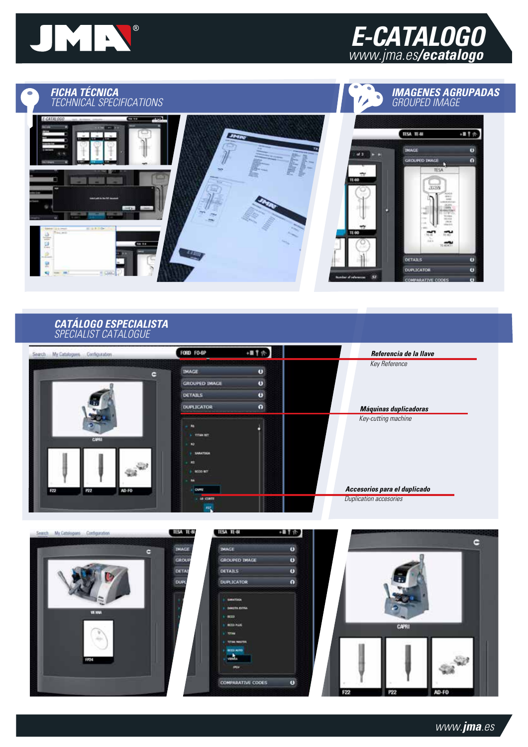# E-CATALOGO

www.jma.es/**ecatalogo**

## FICHA TÉCNICA
TECHNICAL SPECIFICATIONS

## IMAGENES AGRUPADAS
GROUPED IMAGE

## CATÁLOGO ESPECIALISTA
SPECIALIST CATALOGUE

**Referencia de la llave**
Key Reference

**Máquinas duplicadoras**
Key-cutting machine

**Accesorios para el duplicado**
Duplication accesories

www.**jma**.es